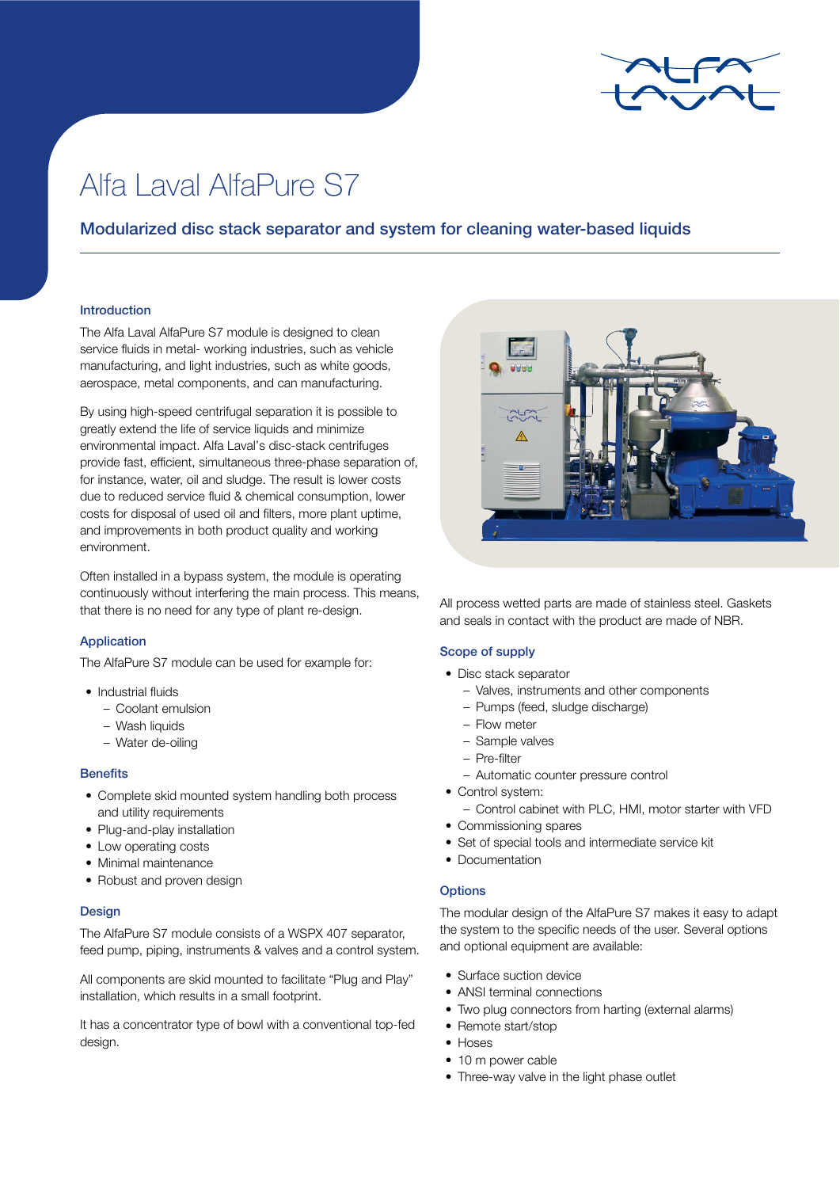# Alfa Laval AlfaPure S7

## Modularized disc stack separator and system for cleaning water-based liquids

### Introduction

The Alfa Laval AlfaPure S7 module is designed to clean service fluids in metal- working industries, such as vehicle manufacturing, and light industries, such as white goods, aerospace, metal components, and can manufacturing.

By using high-speed centrifugal separation it is possible to greatly extend the life of service liquids and minimize environmental impact. Alfa Laval's disc-stack centrifuges provide fast, efficient, simultaneous three-phase separation of, for instance, water, oil and sludge. The result is lower costs due to reduced service fluid & chemical consumption, lower costs for disposal of used oil and filters, more plant uptime, and improvements in both product quality and working environment.

Often installed in a bypass system, the module is operating continuously without interfering the main process. This means, that there is no need for any type of plant re-design.

### Application

The AlfaPure S7 module can be used for example for:

- Industrial fluids
  - Coolant emulsion
  - Wash liquids
  - Water de-oiling

### Benefits

- Complete skid mounted system handling both process and utility requirements
- Plug-and-play installation
- Low operating costs
- Minimal maintenance
- Robust and proven design

### Design

The AlfaPure S7 module consists of a WSPX 407 separator, feed pump, piping, instruments & valves and a control system.

All components are skid mounted to facilitate "Plug and Play" installation, which results in a small footprint.

It has a concentrator type of bowl with a conventional top-fed design.

All process wetted parts are made of stainless steel. Gaskets and seals in contact with the product are made of NBR.

### Scope of supply

- Disc stack separator
  - Valves, instruments and other components
  - Pumps (feed, sludge discharge)
  - Flow meter
  - Sample valves
  - Pre-filter
  - Automatic counter pressure control
- Control system:
  - Control cabinet with PLC, HMI, motor starter with VFD
- Commissioning spares
- Set of special tools and intermediate service kit
- Documentation

### Options

The modular design of the AlfaPure S7 makes it easy to adapt the system to the specific needs of the user. Several options and optional equipment are available:

- Surface suction device
- ANSI terminal connections
- Two plug connectors from harting (external alarms)
- Remote start/stop
- Hoses
- 10 m power cable
- Three-way valve in the light phase outlet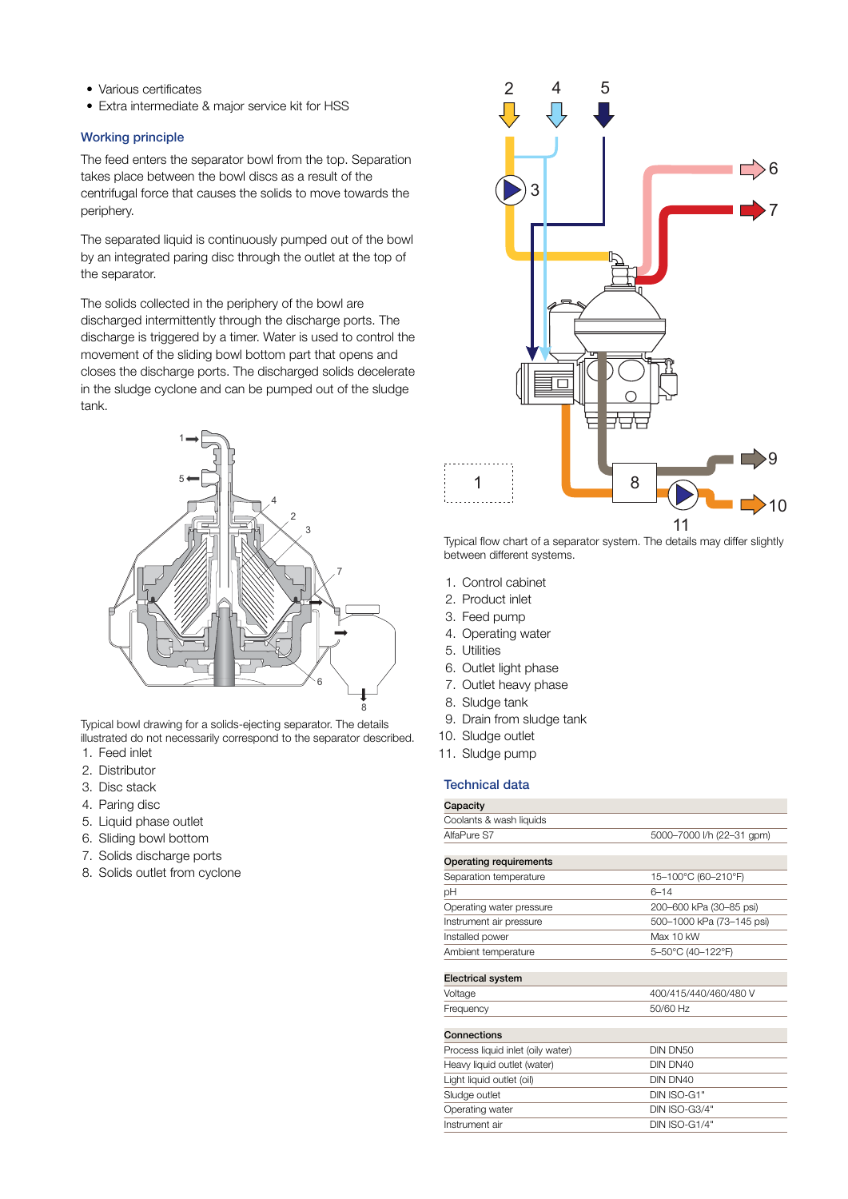- Various certificates
- Extra intermediate & major service kit for HSS

## Working principle

The feed enters the separator bowl from the top. Separation takes place between the bowl discs as a result of the centrifugal force that causes the solids to move towards the periphery.

The separated liquid is continuously pumped out of the bowl by an integrated paring disc through the outlet at the top of the separator.

The solids collected in the periphery of the bowl are discharged intermittently through the discharge ports. The discharge is triggered by a timer. Water is used to control the movement of the sliding bowl bottom part that opens and closes the discharge ports. The discharged solids decelerate in the sludge cyclone and can be pumped out of the sludge tank.

Typical bowl drawing for a solids-ejecting separator. The details illustrated do not necessarily correspond to the separator described.

1. Feed inlet
2. Distributor
3. Disc stack
4. Paring disc
5. Liquid phase outlet
6. Sliding bowl bottom
7. Solids discharge ports
8. Solids outlet from cyclone

Typical flow chart of a separator system. The details may differ slightly between different systems.

1. Control cabinet
2. Product inlet
3. Feed pump
4. Operating water
5. Utilities
6. Outlet light phase
7. Outlet heavy phase
8. Sludge tank
9. Drain from sludge tank
10. Sludge outlet
11. Sludge pump

## Technical data

| **Capacity** | |
|---|---|
| Coolants & wash liquids | |
| AlfaPure S7 | 5000–7000 l/h (22–31 gpm) |

| **Operating requirements** | |
|---|---|
| Separation temperature | 15–100°C (60–210°F) |
| pH | 6–14 |
| Operating water pressure | 200–600 kPa (30–85 psi) |
| Instrument air pressure | 500–1000 kPa (73–145 psi) |
| Installed power | Max 10 kW |
| Ambient temperature | 5–50°C (40–122°F) |

| **Electrical system** | |
|---|---|
| Voltage | 400/415/440/460/480 V |
| Frequency | 50/60 Hz |

| **Connections** | |
|---|---|
| Process liquid inlet (oily water) | DIN DN50 |
| Heavy liquid outlet (water) | DIN DN40 |
| Light liquid outlet (oil) | DIN DN40 |
| Sludge outlet | DIN ISO-G1" |
| Operating water | DIN ISO-G3/4" |
| Instrument air | DIN ISO-G1/4" |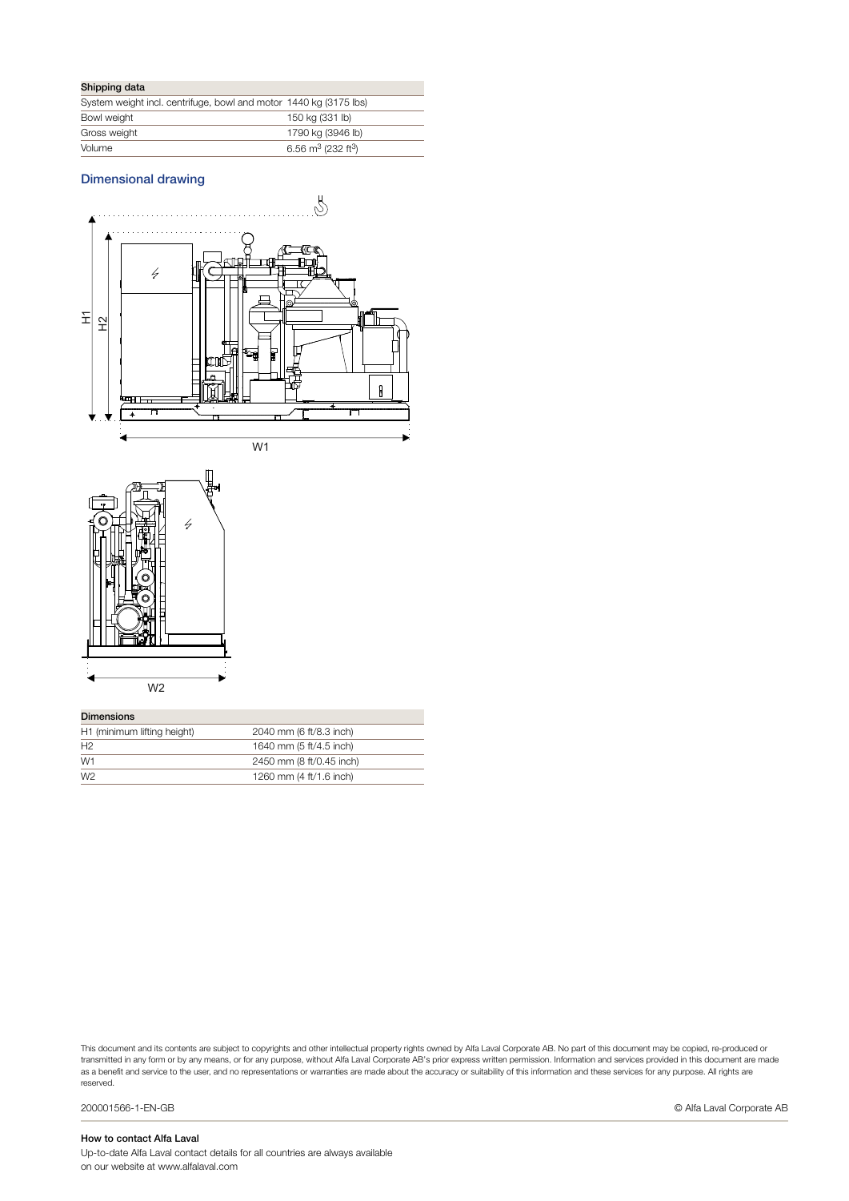| Shipping data | |
| --- | --- |
| System weight incl. centrifuge, bowl and motor | 1440 kg (3175 lbs) |
| Bowl weight | 150 kg (331 lb) |
| Gross weight | 1790 kg (3946 lb) |
| Volume | 6.56 $m^3$ (232 $ft^3$) |

## Dimensional drawing

H1
H2
W1
W2

| Dimensions | |
| --- | --- |
| H1 (minimum lifting height) | 2040 mm (6 ft/8.3 inch) |
| H2 | 1640 mm (5 ft/4.5 inch) |
| W1 | 2450 mm (8 ft/0.45 inch) |
| W2 | 1260 mm (4 ft/1.6 inch) |

This document and its contents are subject to copyrights and other intellectual property rights owned by Alfa Laval Corporate AB. No part of this document may be copied, re-produced or transmitted in any form or by any means, or for any purpose, without Alfa Laval Corporate AB's prior express written permission. Information and services provided in this document are made as a benefit and service to the user, and no representations or warranties are made about the accuracy or suitability of this information and these services for any purpose. All rights are reserved.

200001566-1-EN-GB

© Alfa Laval Corporate AB

**How to contact Alfa Laval**

Up-to-date Alfa Laval contact details for all countries are always available on our website at www.alfalaval.com